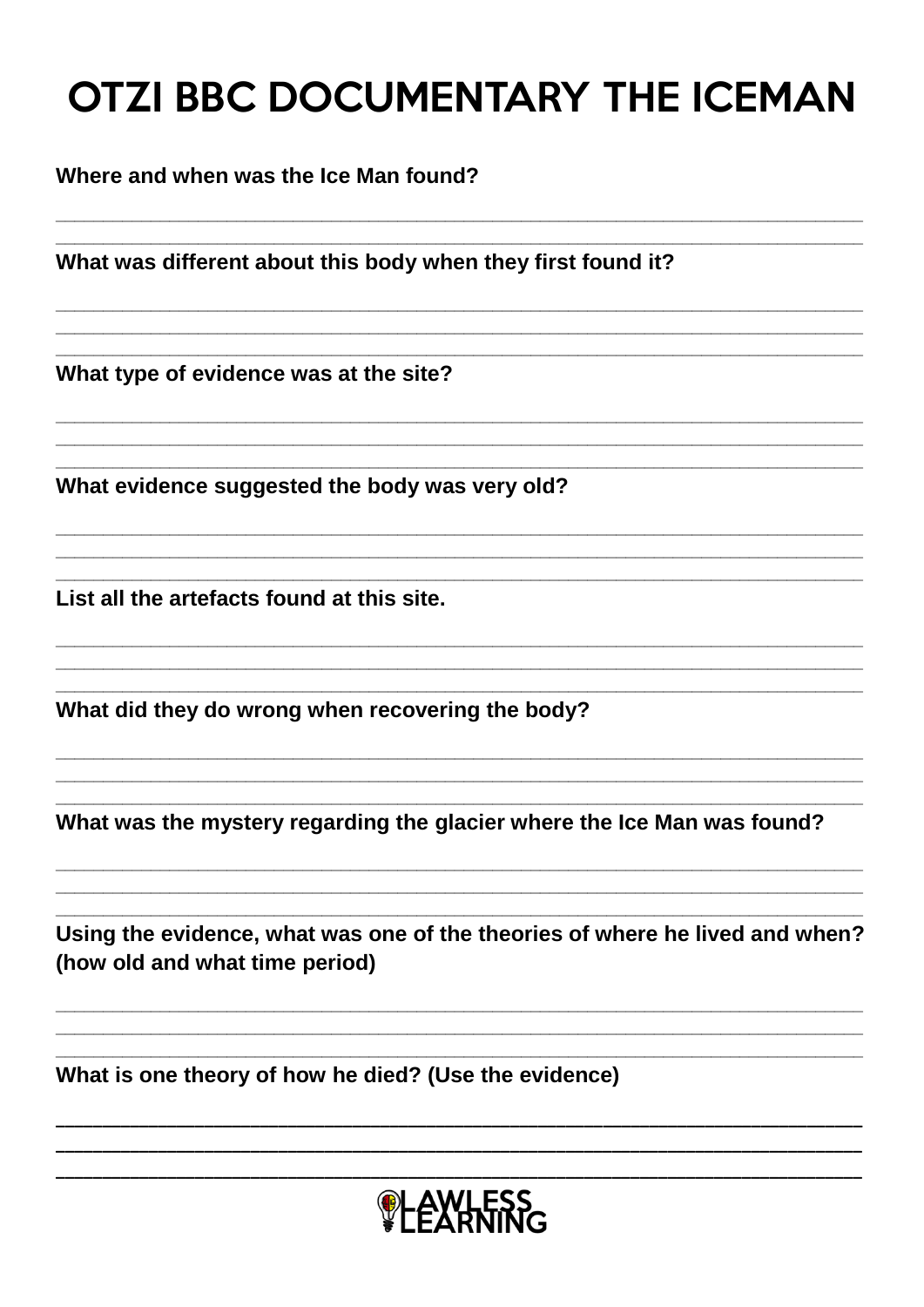# OTZI BBC DOCUMENTARY THE ICEMAN

**Where and when was the Ice Man found?**

______________________________________________________________________

______________________________________________________________________

**What was different about this body when they first found it?**

______________________________________________________________________

______________________________________________________________________

______________________________________________________________________

**What type of evidence was at the site?**

______________________________________________________________________

______________________________________________________________________

______________________________________________________________________

**What evidence suggested the body was very old?**

______________________________________________________________________

______________________________________________________________________

______________________________________________________________________

**List all the artefacts found at this site.**

______________________________________________________________________

______________________________________________________________________

______________________________________________________________________

**What did they do wrong when recovering the body?**

______________________________________________________________________

______________________________________________________________________

______________________________________________________________________

**What was the mystery regarding the glacier where the Ice Man was found?**

______________________________________________________________________

______________________________________________________________________

______________________________________________________________________

**Using the evidence, what was one of the theories of where he lived and when? (how old and what time period)**

______________________________________________________________________

______________________________________________________________________

______________________________________________________________________

**What is one theory of how he died? (Use the evidence)**

______________________________________________________________________

______________________________________________________________________

______________________________________________________________________

LAWLESS LEARNING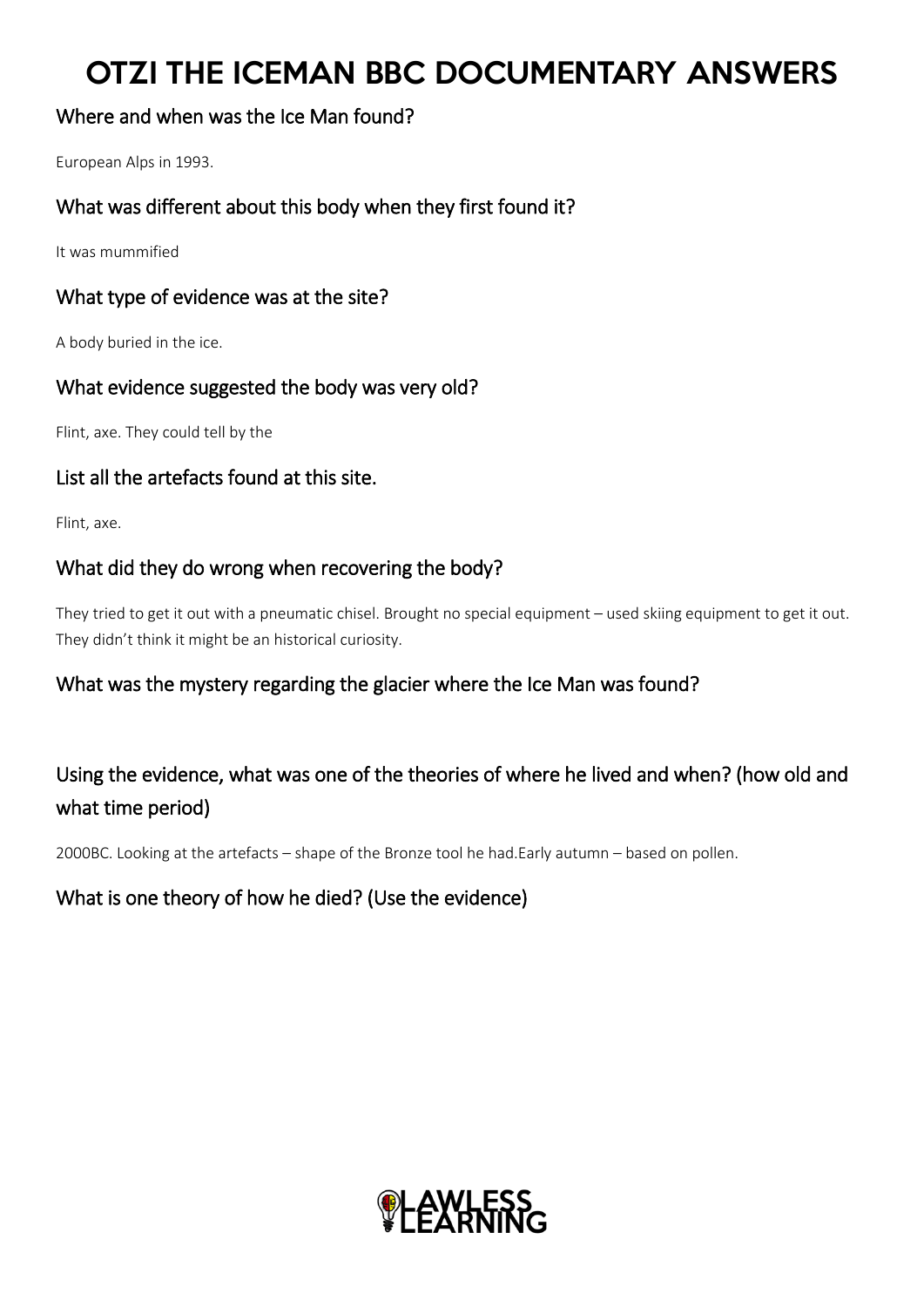# OTZI THE ICEMAN BBC DOCUMENTARY ANSWERS

## Where and when was the Ice Man found?

European Alps in 1993.

## What was different about this body when they first found it?

It was mummified

## What type of evidence was at the site?

A body buried in the ice.

## What evidence suggested the body was very old?

Flint, axe. They could tell by the

## List all the artefacts found at this site.

Flint, axe.

## What did they do wrong when recovering the body?

They tried to get it out with a pneumatic chisel. Brought no special equipment – used skiing equipment to get it out. They didn't think it might be an historical curiosity.

## What was the mystery regarding the glacier where the Ice Man was found?

## Using the evidence, what was one of the theories of where he lived and when? (how old and what time period)

2000BC. Looking at the artefacts – shape of the Bronze tool he had.Early autumn – based on pollen.

## What is one theory of how he died? (Use the evidence)